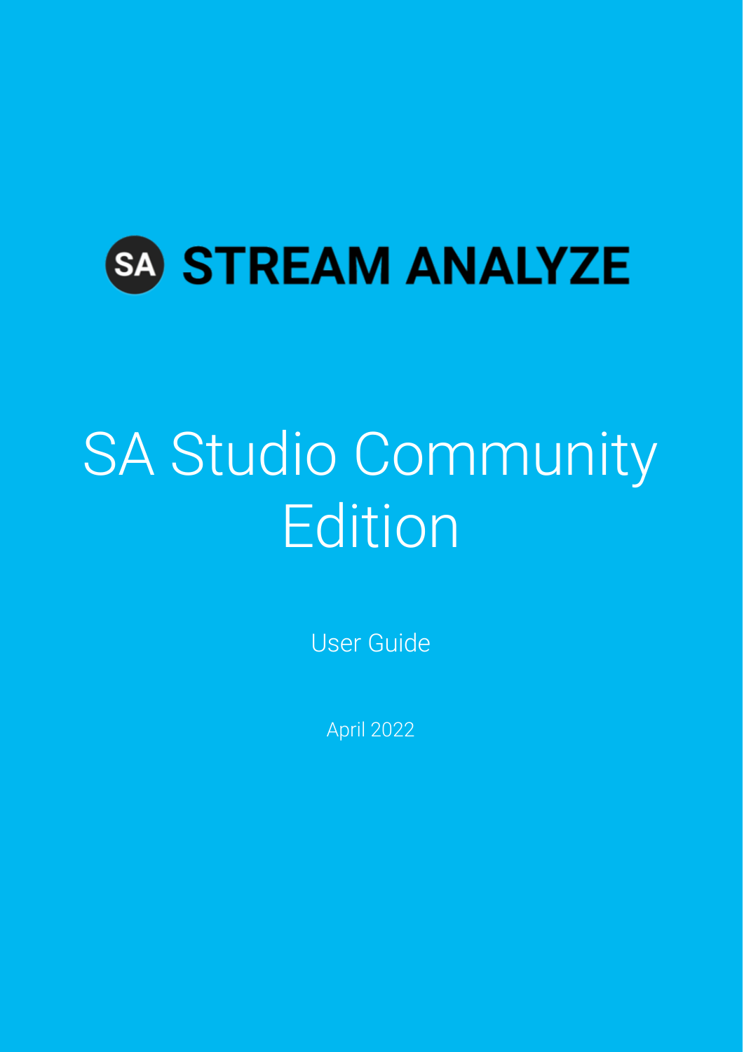SA STREAM ANALYZE

# SA Studio Community Edition

User Guide

April 2022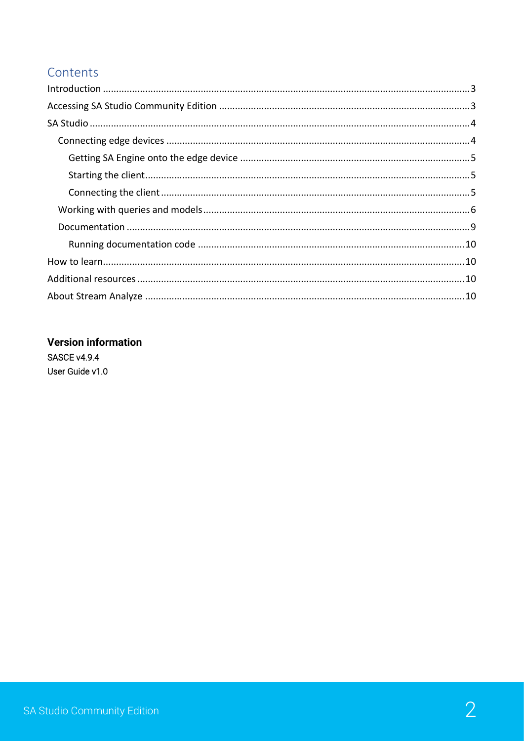## Contents

- Introduction ........ 3
- Accessing SA Studio Community Edition ........ 3
- SA Studio ........ 4
  - Connecting edge devices ........ 4
    - Getting SA Engine onto the edge device ........ 5
    - Starting the client ........ 5
    - Connecting the client ........ 5
  - Working with queries and models ........ 6
  - Documentation ........ 9
    - Running documentation code ........ 10
- How to learn ........ 10
- Additional resources ........ 10
- About Stream Analyze ........ 10

**Version information**

SASCE v4.9.4

User Guide v1.0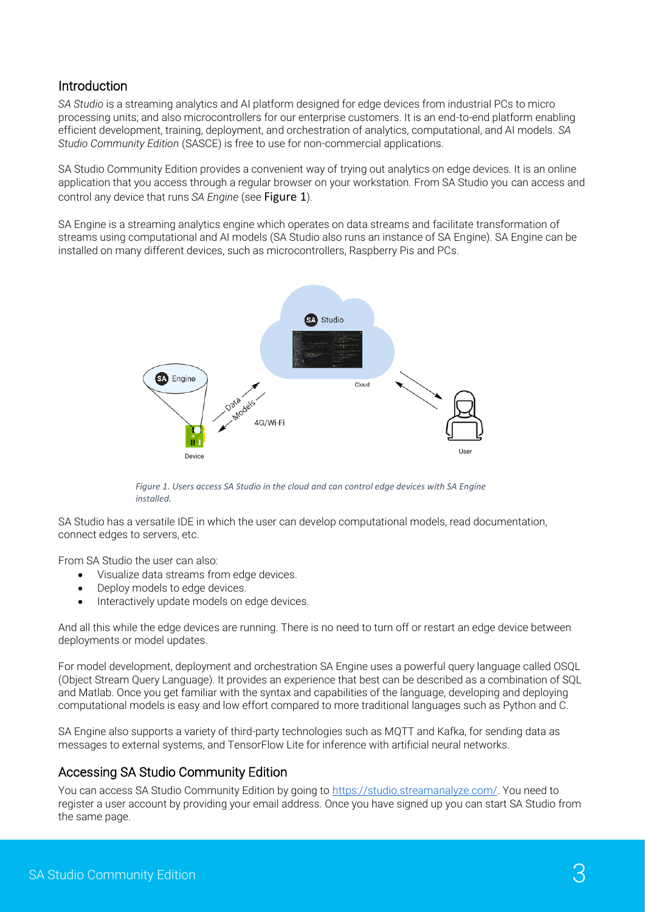## Introduction

*SA Studio* is a streaming analytics and AI platform designed for edge devices from industrial PCs to micro processing units; and also microcontrollers for our enterprise customers. It is an end-to-end platform enabling efficient development, training, deployment, and orchestration of analytics, computational, and AI models. *SA Studio Community Edition* (SASCE) is free to use for non-commercial applications.

SA Studio Community Edition provides a convenient way of trying out analytics on edge devices. It is an online application that you access through a regular browser on your workstation. From SA Studio you can access and control any device that runs *SA Engine* (see Figure 1).

SA Engine is a streaming analytics engine which operates on data streams and facilitate transformation of streams using computational and AI models (SA Studio also runs an instance of SA Engine). SA Engine can be installed on many different devices, such as microcontrollers, Raspberry Pis and PCs.

*Figure 1. Users access SA Studio in the cloud and can control edge devices with SA Engine installed.*

SA Studio has a versatile IDE in which the user can develop computational models, read documentation, connect edges to servers, etc.

From SA Studio the user can also:

- Visualize data streams from edge devices.
- Deploy models to edge devices.
- Interactively update models on edge devices.

And all this while the edge devices are running. There is no need to turn off or restart an edge device between deployments or model updates.

For model development, deployment and orchestration SA Engine uses a powerful query language called OSQL (Object Stream Query Language). It provides an experience that best can be described as a combination of SQL and Matlab. Once you get familiar with the syntax and capabilities of the language, developing and deploying computational models is easy and low effort compared to more traditional languages such as Python and C.

SA Engine also supports a variety of third-party technologies such as MQTT and Kafka, for sending data as messages to external systems, and TensorFlow Lite for inference with artificial neural networks.

## Accessing SA Studio Community Edition

You can access SA Studio Community Edition by going to [https://studio.streamanalyze.com/](https://studio.streamanalyze.com/). You need to register a user account by providing your email address. Once you have signed up you can start SA Studio from the same page.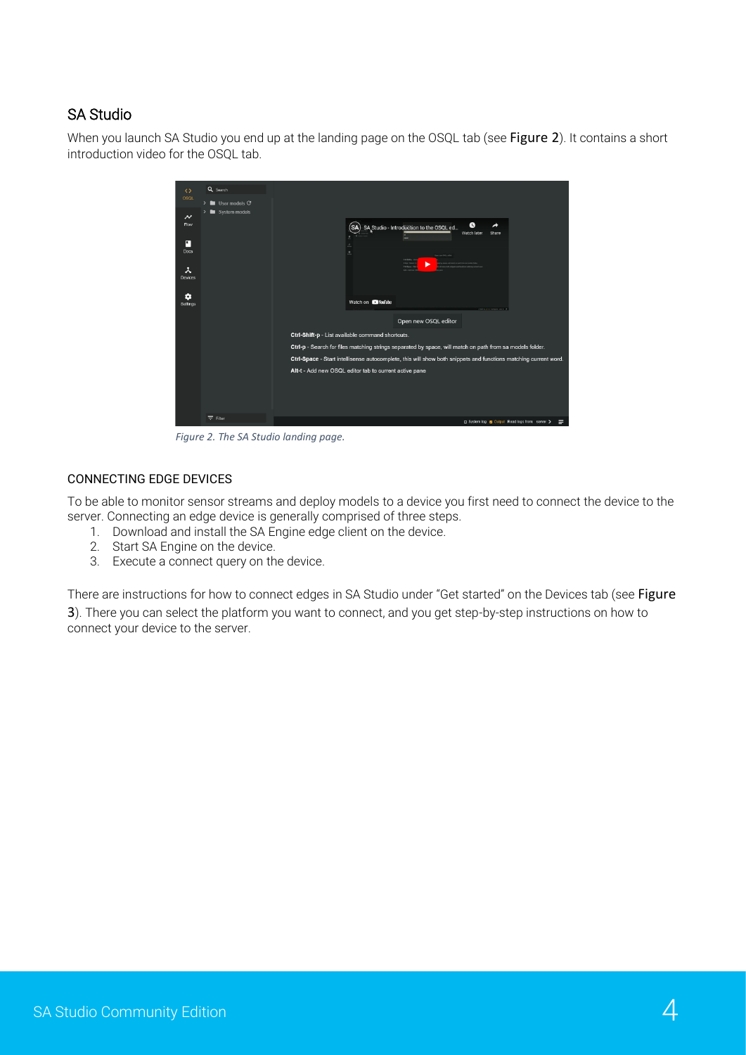## SA Studio

When you launch SA Studio you end up at the landing page on the OSQL tab (see Figure 2). It contains a short introduction video for the OSQL tab.

*Figure 2. The SA Studio landing page.*

### CONNECTING EDGE DEVICES

To be able to monitor sensor streams and deploy models to a device you first need to connect the device to the server. Connecting an edge device is generally comprised of three steps.

1. Download and install the SA Engine edge client on the device.
2. Start SA Engine on the device.
3. Execute a connect query on the device.

There are instructions for how to connect edges in SA Studio under "Get started" on the Devices tab (see Figure 3). There you can select the platform you want to connect, and you get step-by-step instructions on how to connect your device to the server.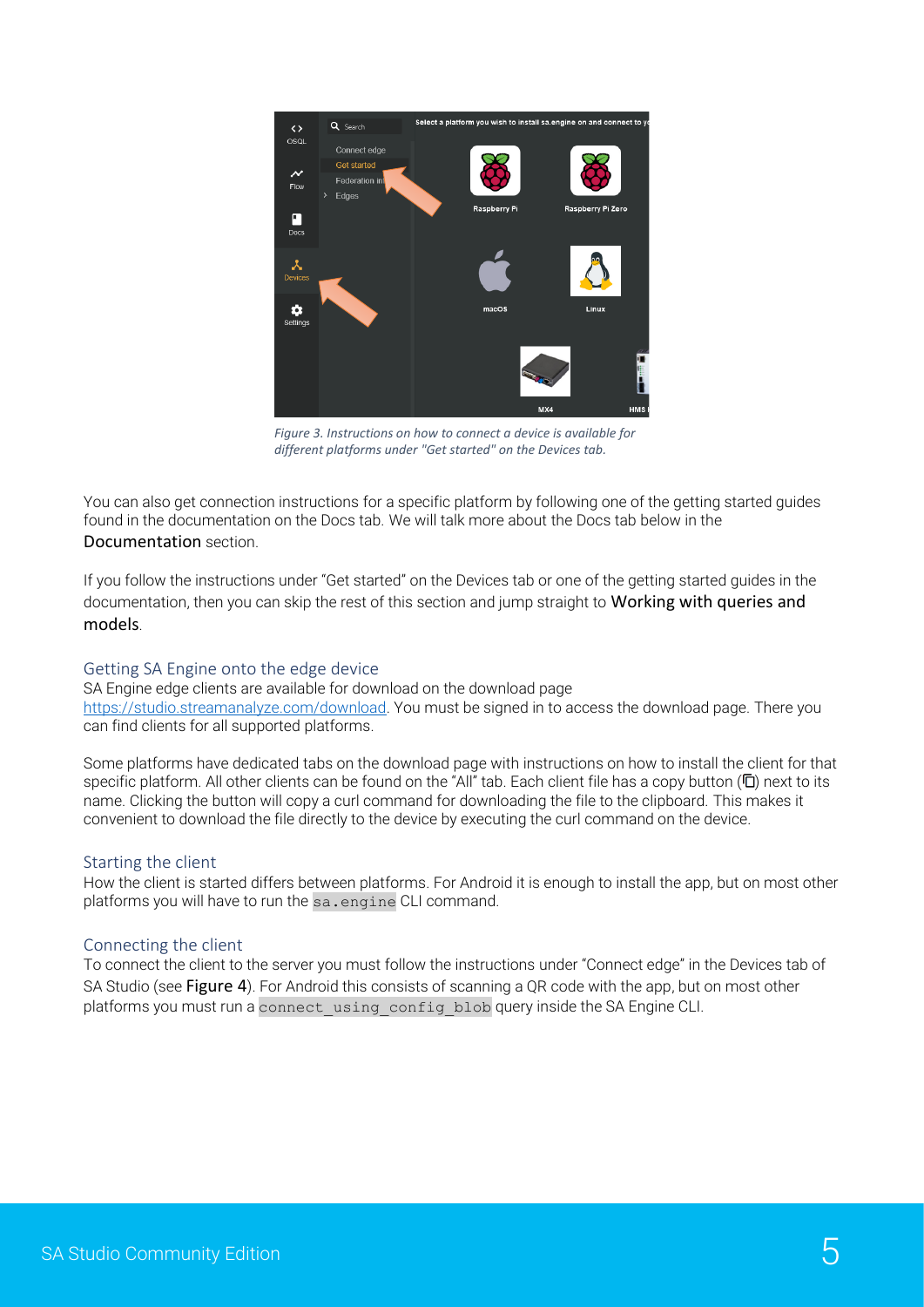*Figure 3. Instructions on how to connect a device is available for different platforms under "Get started" on the Devices tab.*

You can also get connection instructions for a specific platform by following one of the getting started guides found in the documentation on the Docs tab. We will talk more about the Docs tab below in the Documentation section.

If you follow the instructions under "Get started" on the Devices tab or one of the getting started guides in the documentation, then you can skip the rest of this section and jump straight to Working with queries and models.

### Getting SA Engine onto the edge device

SA Engine edge clients are available for download on the download page https://studio.streamanalyze.com/download. You must be signed in to access the download page. There you can find clients for all supported platforms.

Some platforms have dedicated tabs on the download page with instructions on how to install the client for that specific platform. All other clients can be found on the "All" tab. Each client file has a copy button (⧉) next to its name. Clicking the button will copy a curl command for downloading the file to the clipboard. This makes it convenient to download the file directly to the device by executing the curl command on the device.

### Starting the client

How the client is started differs between platforms. For Android it is enough to install the app, but on most other platforms you will have to run the `sa.engine` CLI command.

### Connecting the client

To connect the client to the server you must follow the instructions under "Connect edge" in the Devices tab of SA Studio (see Figure 4). For Android this consists of scanning a QR code with the app, but on most other platforms you must run a `connect_using_config_blob` query inside the SA Engine CLI.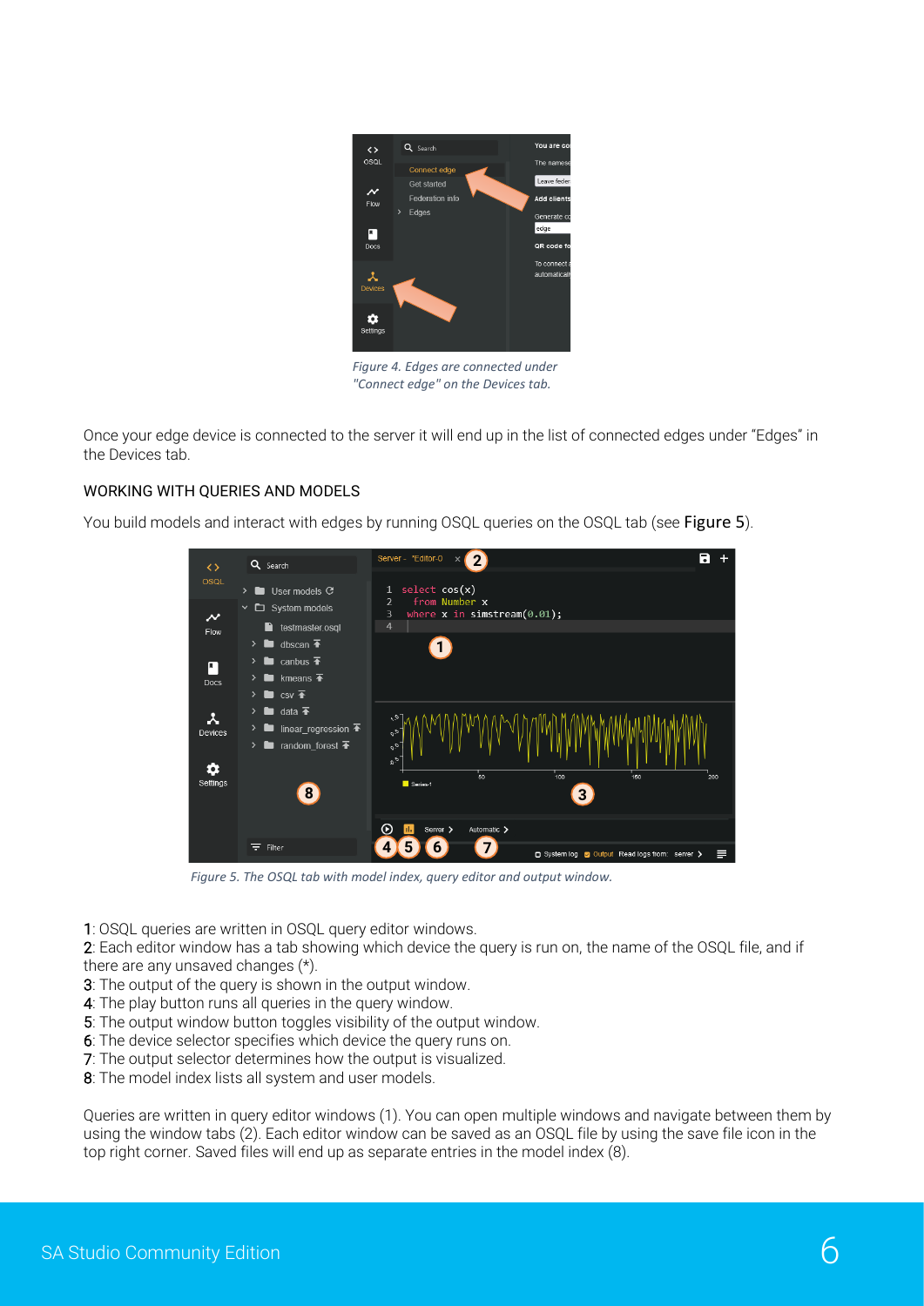*Figure 4. Edges are connected under "Connect edge" on the Devices tab.*

Once your edge device is connected to the server it will end up in the list of connected edges under “Edges” in the Devices tab.

## WORKING WITH QUERIES AND MODELS

You build models and interact with edges by running OSQL queries on the OSQL tab (see Figure 5).

*Figure 5. The OSQL tab with model index, query editor and output window.*

1: OSQL queries are written in OSQL query editor windows.
2: Each editor window has a tab showing which device the query is run on, the name of the OSQL file, and if there are any unsaved changes (*).
3: The output of the query is shown in the output window.
4: The play button runs all queries in the query window.
5: The output window button toggles visibility of the output window.
6: The device selector specifies which device the query runs on.
7: The output selector determines how the output is visualized.
8: The model index lists all system and user models.

Queries are written in query editor windows (1). You can open multiple windows and navigate between them by using the window tabs (2). Each editor window can be saved as an OSQL file by using the save file icon in the top right corner. Saved files will end up as separate entries in the model index (8).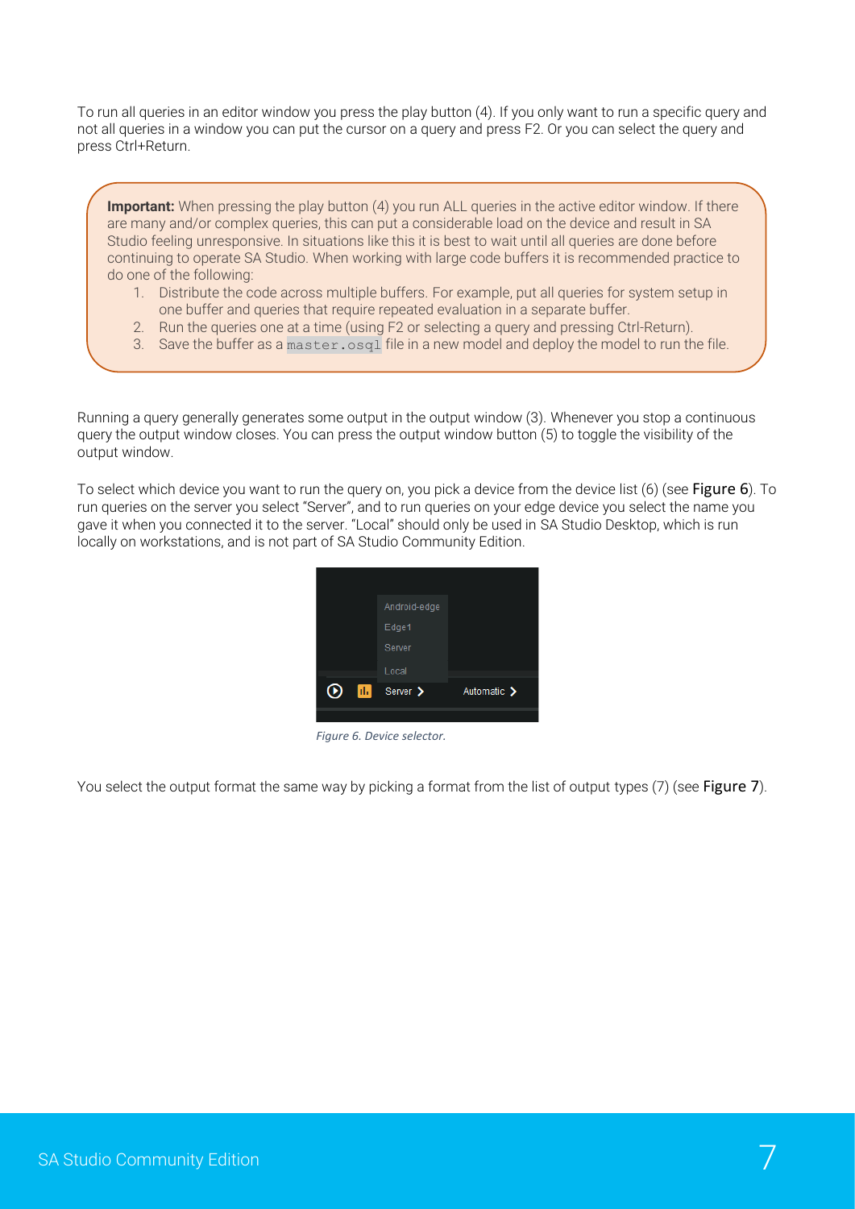To run all queries in an editor window you press the play button (4). If you only want to run a specific query and not all queries in a window you can put the cursor on a query and press F2. Or you can select the query and press Ctrl+Return.

> **Important:** When pressing the play button (4) you run ALL queries in the active editor window. If there are many and/or complex queries, this can put a considerable load on the device and result in SA Studio feeling unresponsive. In situations like this it is best to wait until all queries are done before continuing to operate SA Studio. When working with large code buffers it is recommended practice to do one of the following:
>
> 1. Distribute the code across multiple buffers. For example, put all queries for system setup in one buffer and queries that require repeated evaluation in a separate buffer.
> 2. Run the queries one at a time (using F2 or selecting a query and pressing Ctrl-Return).
> 3. Save the buffer as a `master.osql` file in a new model and deploy the model to run the file.

Running a query generally generates some output in the output window (3). Whenever you stop a continuous query the output window closes. You can press the output window button (5) to toggle the visibility of the output window.

To select which device you want to run the query on, you pick a device from the device list (6) (see Figure 6). To run queries on the server you select "Server", and to run queries on your edge device you select the name you gave it when you connected it to the server. "Local" should only be used in SA Studio Desktop, which is run locally on workstations, and is not part of SA Studio Community Edition.

*Figure 6. Device selector.*

You select the output format the same way by picking a format from the list of output types (7) (see Figure 7).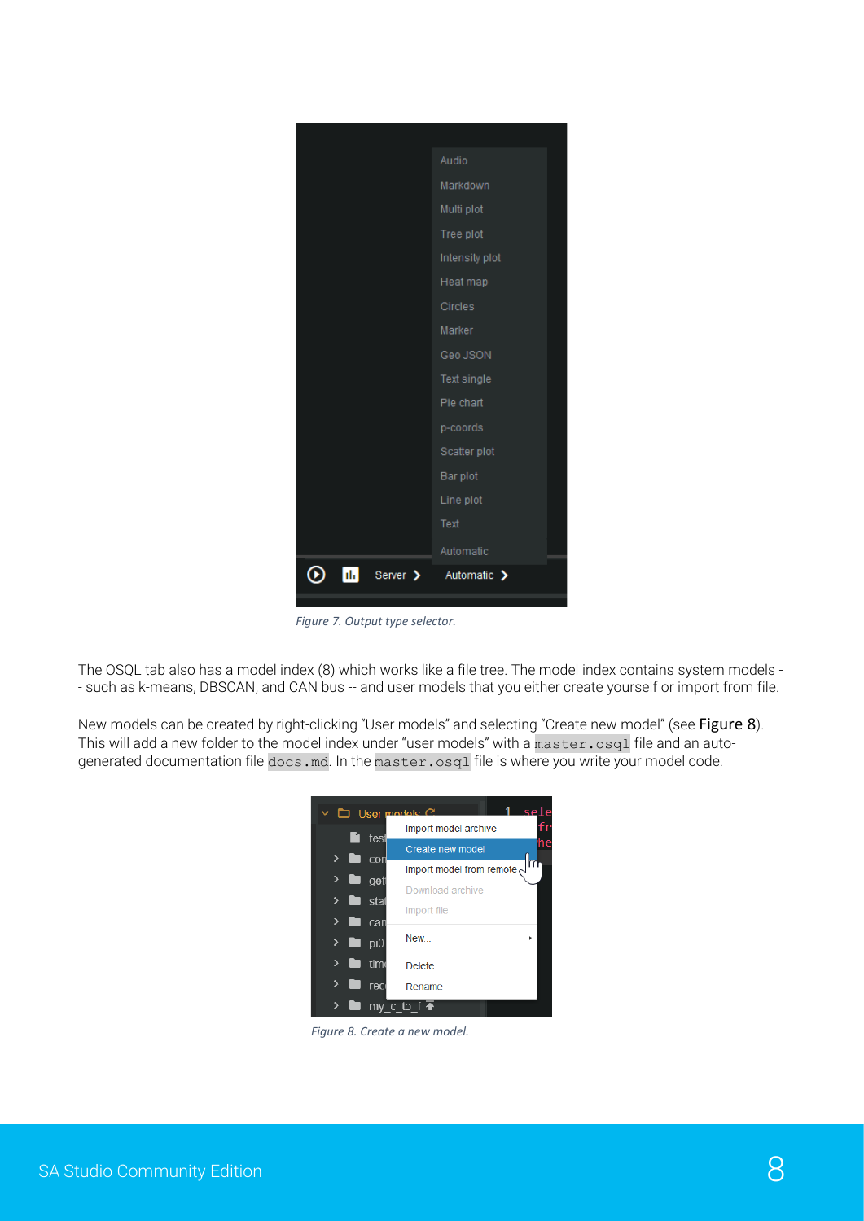Figure 7. Output type selector.

The OSQL tab also has a model index (8) which works like a file tree. The model index contains system models -- such as k-means, DBSCAN, and CAN bus -- and user models that you either create yourself or import from file.

New models can be created by right-clicking "User models" and selecting "Create new model" (see **Figure 8**). This will add a new folder to the model index under "user models" with a `master.osql` file and an auto-generated documentation file `docs.md`. In the `master.osql` file is where you write your model code.

Figure 8. Create a new model.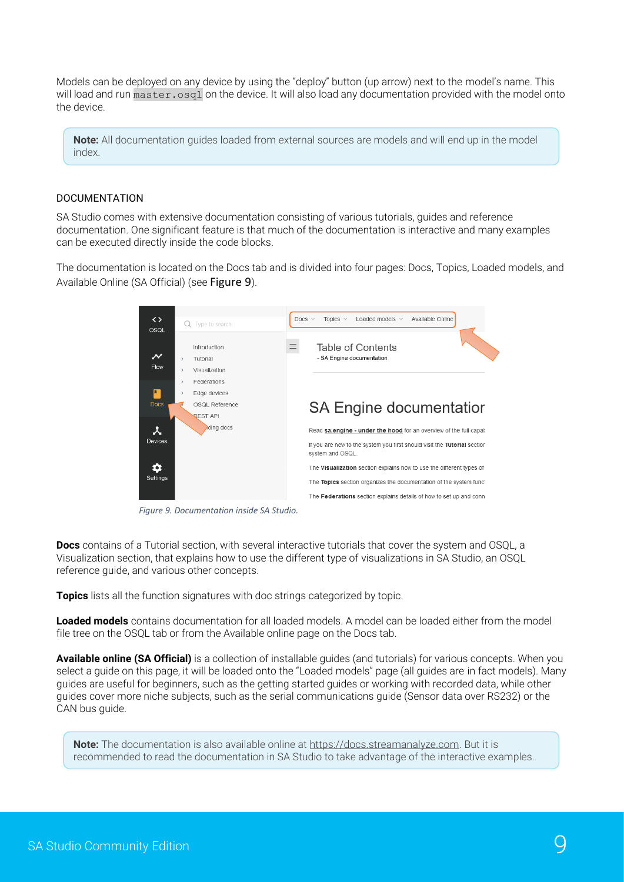Models can be deployed on any device by using the "deploy" button (up arrow) next to the model's name. This will load and run `master.osql` on the device. It will also load any documentation provided with the model onto the device.

> **Note:** All documentation guides loaded from external sources are models and will end up in the model index.

## DOCUMENTATION

SA Studio comes with extensive documentation consisting of various tutorials, guides and reference documentation. One significant feature is that much of the documentation is interactive and many examples can be executed directly inside the code blocks.

The documentation is located on the Docs tab and is divided into four pages: Docs, Topics, Loaded models, and Available Online (SA Official) (see Figure 9).

*Figure 9. Documentation inside SA Studio.*

**Docs** contains of a Tutorial section, with several interactive tutorials that cover the system and OSQL, a Visualization section, that explains how to use the different type of visualizations in SA Studio, an OSQL reference guide, and various other concepts.

**Topics** lists all the function signatures with doc strings categorized by topic.

**Loaded models** contains documentation for all loaded models. A model can be loaded either from the model file tree on the OSQL tab or from the Available online page on the Docs tab.

**Available online (SA Official)** is a collection of installable guides (and tutorials) for various concepts. When you select a guide on this page, it will be loaded onto the "Loaded models" page (all guides are in fact models). Many guides are useful for beginners, such as the getting started guides or working with recorded data, while other guides cover more niche subjects, such as the serial communications guide (Sensor data over RS232) or the CAN bus guide.

> **Note:** The documentation is also available online at https://docs.streamanalyze.com. But it is recommended to read the documentation in SA Studio to take advantage of the interactive examples.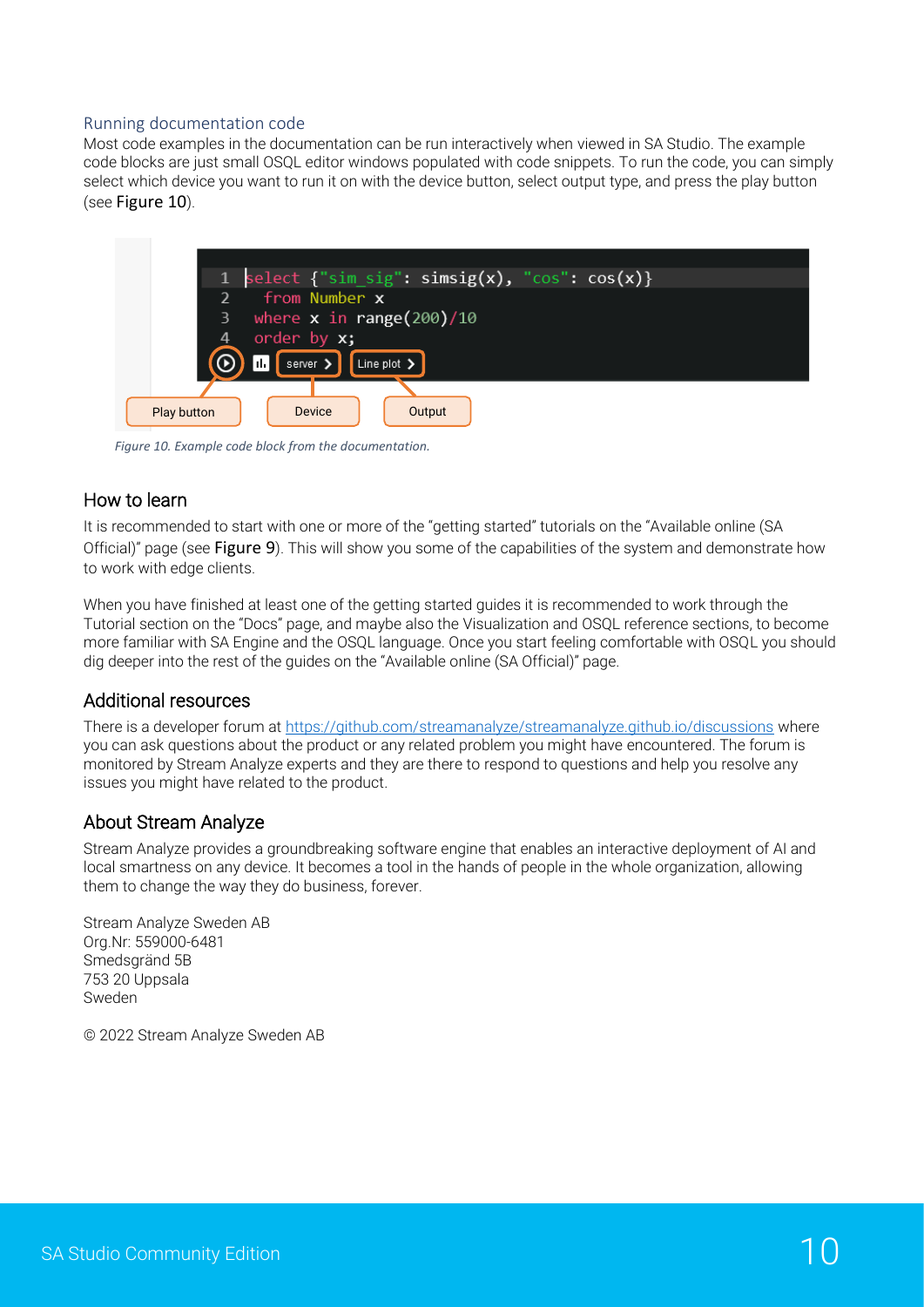### Running documentation code

Most code examples in the documentation can be run interactively when viewed in SA Studio. The example code blocks are just small OSQL editor windows populated with code snippets. To run the code, you can simply select which device you want to run it on with the device button, select output type, and press the play button (see Figure 10).

```
1 select {"sim_sig": simsig(x), "cos": cos(x)}
2   from Number x
3  where x in range(200)/10
4  order by x;
```

server   Line plot

Play button   Device   Output

*Figure 10. Example code block from the documentation.*

## How to learn

It is recommended to start with one or more of the "getting started" tutorials on the "Available online (SA Official)" page (see Figure 9). This will show you some of the capabilities of the system and demonstrate how to work with edge clients.

When you have finished at least one of the getting started guides it is recommended to work through the Tutorial section on the "Docs" page, and maybe also the Visualization and OSQL reference sections, to become more familiar with SA Engine and the OSQL language. Once you start feeling comfortable with OSQL you should dig deeper into the rest of the guides on the "Available online (SA Official)" page.

## Additional resources

There is a developer forum at https://github.com/streamanalyze/streamanalyze.github.io/discussions where you can ask questions about the product or any related problem you might have encountered. The forum is monitored by Stream Analyze experts and they are there to respond to questions and help you resolve any issues you might have related to the product.

## About Stream Analyze

Stream Analyze provides a groundbreaking software engine that enables an interactive deployment of AI and local smartness on any device. It becomes a tool in the hands of people in the whole organization, allowing them to change the way they do business, forever.

Stream Analyze Sweden AB
Org.Nr: 559000-6481
Smedsgränd 5B
753 20 Uppsala
Sweden

© 2022 Stream Analyze Sweden AB